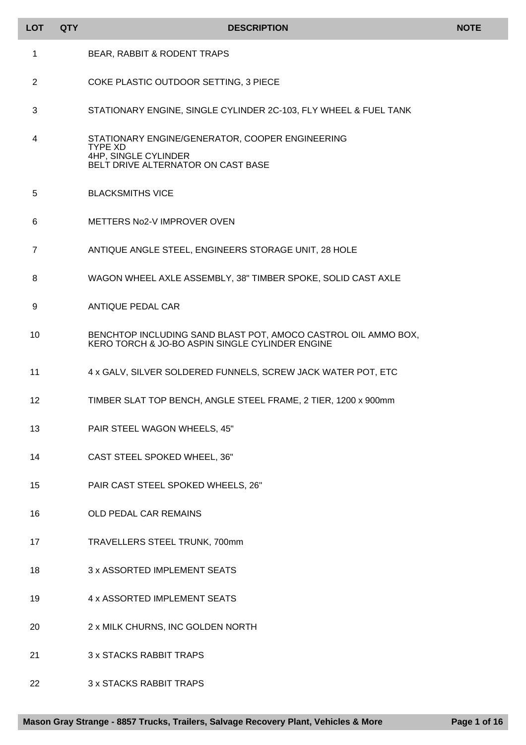| LOT | QTY | DESCRIPTION | NOTE |
|---|---|---|---|
| 1 | | BEAR, RABBIT & RODENT TRAPS | |
| 2 | | COKE PLASTIC OUTDOOR SETTING, 3 PIECE | |
| 3 | | STATIONARY ENGINE, SINGLE CYLINDER 2C-103, FLY WHEEL & FUEL TANK | |
| 4 | | STATIONARY ENGINE/GENERATOR, COOPER ENGINEERING<br>TYPE XD<br>4HP, SINGLE CYLINDER<br>BELT DRIVE ALTERNATOR ON CAST BASE | |
| 5 | | BLACKSMITHS VICE | |
| 6 | | METTERS No2-V IMPROVER OVEN | |
| 7 | | ANTIQUE ANGLE STEEL, ENGINEERS STORAGE UNIT, 28 HOLE | |
| 8 | | WAGON WHEEL AXLE ASSEMBLY, 38" TIMBER SPOKE, SOLID CAST AXLE | |
| 9 | | ANTIQUE PEDAL CAR | |
| 10 | | BENCHTOP INCLUDING SAND BLAST POT, AMOCO CASTROL OIL AMMO BOX, KERO TORCH & JO-BO ASPIN SINGLE CYLINDER ENGINE | |
| 11 | | 4 x GALV, SILVER SOLDERED FUNNELS, SCREW JACK WATER POT, ETC | |
| 12 | | TIMBER SLAT TOP BENCH, ANGLE STEEL FRAME, 2 TIER, 1200 x 900mm | |
| 13 | | PAIR STEEL WAGON WHEELS, 45" | |
| 14 | | CAST STEEL SPOKED WHEEL, 36" | |
| 15 | | PAIR CAST STEEL SPOKED WHEELS, 26" | |
| 16 | | OLD PEDAL CAR REMAINS | |
| 17 | | TRAVELLERS STEEL TRUNK, 700mm | |
| 18 | | 3 x ASSORTED IMPLEMENT SEATS | |
| 19 | | 4 x ASSORTED IMPLEMENT SEATS | |
| 20 | | 2 x MILK CHURNS, INC GOLDEN NORTH | |
| 21 | | 3 x STACKS RABBIT TRAPS | |
| 22 | | 3 x STACKS RABBIT TRAPS | |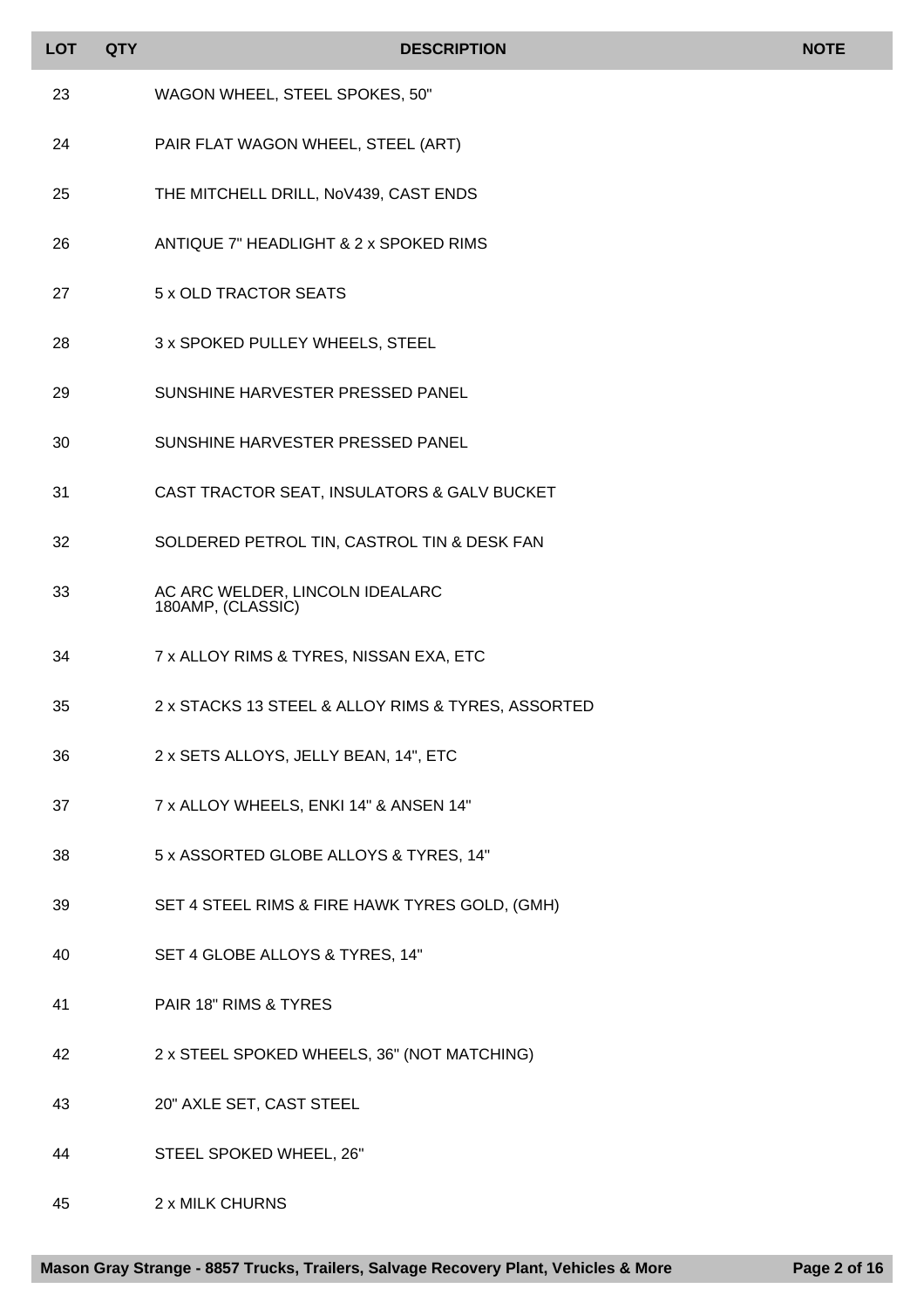| LOT | QTY | DESCRIPTION | NOTE |
| --- | --- | --- | --- |
| 23 | | WAGON WHEEL, STEEL SPOKES, 50" | |
| 24 | | PAIR FLAT WAGON WHEEL, STEEL (ART) | |
| 25 | | THE MITCHELL DRILL, NoV439, CAST ENDS | |
| 26 | | ANTIQUE 7" HEADLIGHT & 2 x SPOKED RIMS | |
| 27 | | 5 x OLD TRACTOR SEATS | |
| 28 | | 3 x SPOKED PULLEY WHEELS, STEEL | |
| 29 | | SUNSHINE HARVESTER PRESSED PANEL | |
| 30 | | SUNSHINE HARVESTER PRESSED PANEL | |
| 31 | | CAST TRACTOR SEAT, INSULATORS & GALV BUCKET | |
| 32 | | SOLDERED PETROL TIN, CASTROL TIN & DESK FAN | |
| 33 | | AC ARC WELDER, LINCOLN IDEALARC 180AMP, (CLASSIC) | |
| 34 | | 7 x ALLOY RIMS & TYRES, NISSAN EXA, ETC | |
| 35 | | 2 x STACKS 13 STEEL & ALLOY RIMS & TYRES, ASSORTED | |
| 36 | | 2 x SETS ALLOYS, JELLY BEAN, 14", ETC | |
| 37 | | 7 x ALLOY WHEELS, ENKI 14" & ANSEN 14" | |
| 38 | | 5 x ASSORTED GLOBE ALLOYS & TYRES, 14" | |
| 39 | | SET 4 STEEL RIMS & FIRE HAWK TYRES GOLD, (GMH) | |
| 40 | | SET 4 GLOBE ALLOYS & TYRES, 14" | |
| 41 | | PAIR 18" RIMS & TYRES | |
| 42 | | 2 x STEEL SPOKED WHEELS, 36" (NOT MATCHING) | |
| 43 | | 20" AXLE SET, CAST STEEL | |
| 44 | | STEEL SPOKED WHEEL, 26" | |
| 45 | | 2 x MILK CHURNS | |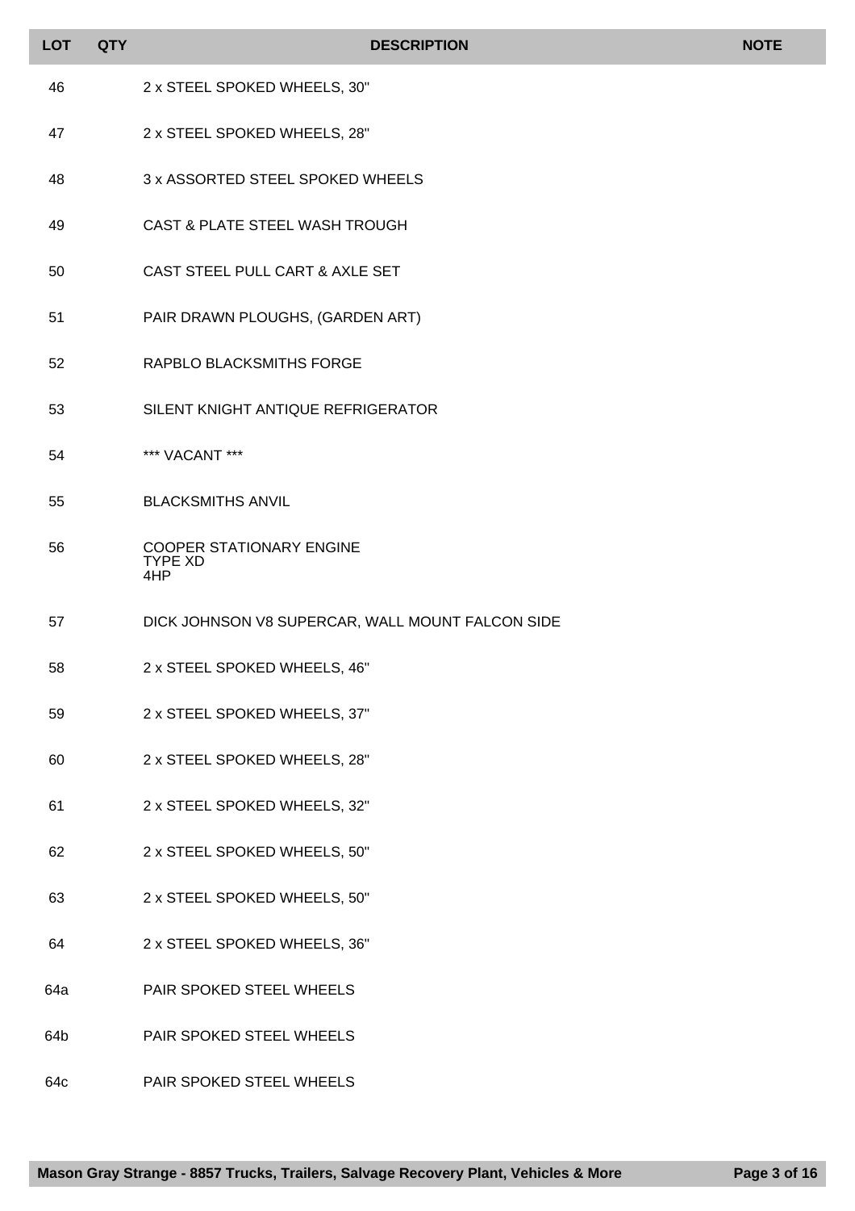| LOT | QTY | DESCRIPTION | NOTE |
|---|---|---|---|
| 46 | | 2 x STEEL SPOKED WHEELS, 30" | |
| 47 | | 2 x STEEL SPOKED WHEELS, 28" | |
| 48 | | 3 x ASSORTED STEEL SPOKED WHEELS | |
| 49 | | CAST & PLATE STEEL WASH TROUGH | |
| 50 | | CAST STEEL PULL CART & AXLE SET | |
| 51 | | PAIR DRAWN PLOUGHS, (GARDEN ART) | |
| 52 | | RAPBLO BLACKSMITHS FORGE | |
| 53 | | SILENT KNIGHT ANTIQUE REFRIGERATOR | |
| 54 | | *** VACANT *** | |
| 55 | | BLACKSMITHS ANVIL | |
| 56 | | COOPER STATIONARY ENGINE<br>TYPE XD<br>4HP | |
| 57 | | DICK JOHNSON V8 SUPERCAR, WALL MOUNT FALCON SIDE | |
| 58 | | 2 x STEEL SPOKED WHEELS, 46" | |
| 59 | | 2 x STEEL SPOKED WHEELS, 37" | |
| 60 | | 2 x STEEL SPOKED WHEELS, 28" | |
| 61 | | 2 x STEEL SPOKED WHEELS, 32" | |
| 62 | | 2 x STEEL SPOKED WHEELS, 50" | |
| 63 | | 2 x STEEL SPOKED WHEELS, 50" | |
| 64 | | 2 x STEEL SPOKED WHEELS, 36" | |
| 64a | | PAIR SPOKED STEEL WHEELS | |
| 64b | | PAIR SPOKED STEEL WHEELS | |
| 64c | | PAIR SPOKED STEEL WHEELS | |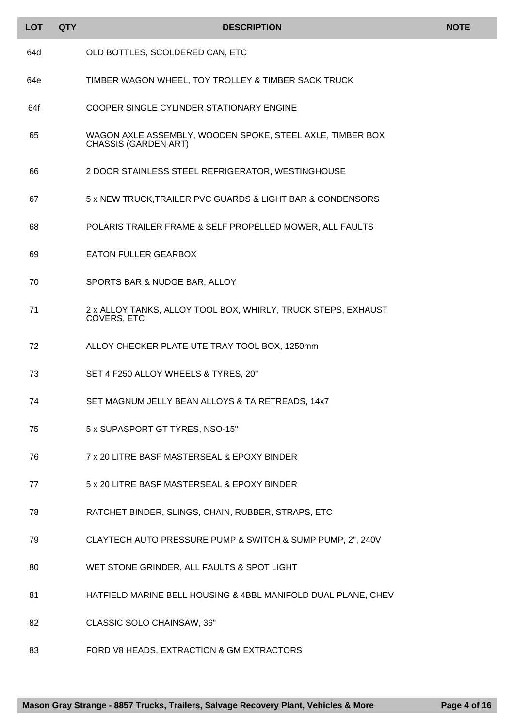| LOT | QTY | DESCRIPTION | NOTE |
|---|---|---|---|
| 64d | | OLD BOTTLES, SCOLDERED CAN, ETC | |
| 64e | | TIMBER WAGON WHEEL, TOY TROLLEY & TIMBER SACK TRUCK | |
| 64f | | COOPER SINGLE CYLINDER STATIONARY ENGINE | |
| 65 | | WAGON AXLE ASSEMBLY, WOODEN SPOKE, STEEL AXLE, TIMBER BOX CHASSIS (GARDEN ART) | |
| 66 | | 2 DOOR STAINLESS STEEL REFRIGERATOR, WESTINGHOUSE | |
| 67 | | 5 x NEW TRUCK,TRAILER PVC GUARDS & LIGHT BAR & CONDENSORS | |
| 68 | | POLARIS TRAILER FRAME & SELF PROPELLED MOWER, ALL FAULTS | |
| 69 | | EATON FULLER GEARBOX | |
| 70 | | SPORTS BAR & NUDGE BAR, ALLOY | |
| 71 | | 2 x ALLOY TANKS, ALLOY TOOL BOX, WHIRLY, TRUCK STEPS, EXHAUST COVERS, ETC | |
| 72 | | ALLOY CHECKER PLATE UTE TRAY TOOL BOX, 1250mm | |
| 73 | | SET 4 F250 ALLOY WHEELS & TYRES, 20" | |
| 74 | | SET MAGNUM JELLY BEAN ALLOYS & TA RETREADS, 14x7 | |
| 75 | | 5 x SUPASPORT GT TYRES, NSO-15" | |
| 76 | | 7 x 20 LITRE BASF MASTERSEAL & EPOXY BINDER | |
| 77 | | 5 x 20 LITRE BASF MASTERSEAL & EPOXY BINDER | |
| 78 | | RATCHET BINDER, SLINGS, CHAIN, RUBBER, STRAPS, ETC | |
| 79 | | CLAYTECH AUTO PRESSURE PUMP & SWITCH & SUMP PUMP, 2", 240V | |
| 80 | | WET STONE GRINDER, ALL FAULTS & SPOT LIGHT | |
| 81 | | HATFIELD MARINE BELL HOUSING & 4BBL MANIFOLD DUAL PLANE, CHEV | |
| 82 | | CLASSIC SOLO CHAINSAW, 36" | |
| 83 | | FORD V8 HEADS, EXTRACTION & GM EXTRACTORS | |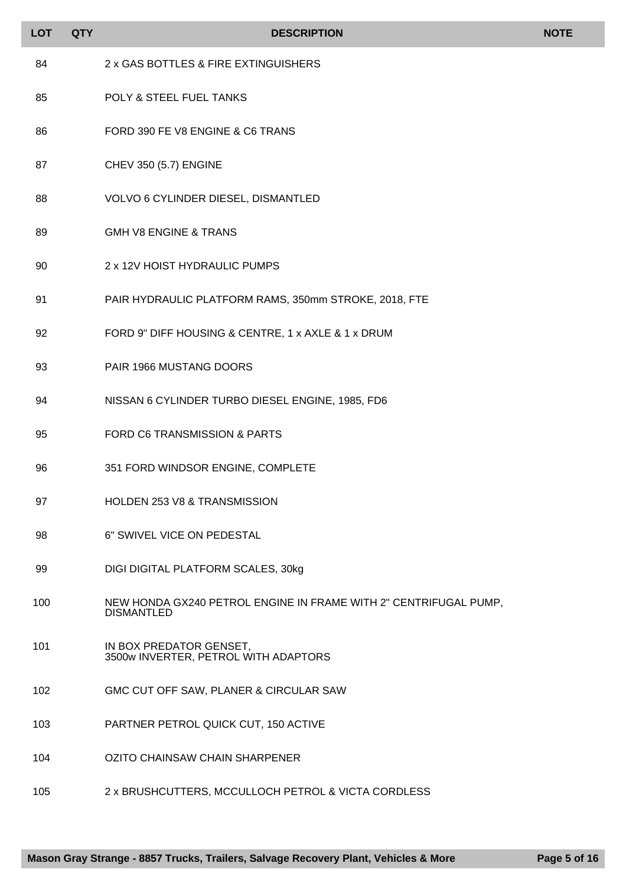| LOT | QTY | DESCRIPTION | NOTE |
|---|---|---|---|
| 84 | | 2 x GAS BOTTLES & FIRE EXTINGUISHERS | |
| 85 | | POLY & STEEL FUEL TANKS | |
| 86 | | FORD 390 FE V8 ENGINE & C6 TRANS | |
| 87 | | CHEV 350 (5.7) ENGINE | |
| 88 | | VOLVO 6 CYLINDER DIESEL, DISMANTLED | |
| 89 | | GMH V8 ENGINE & TRANS | |
| 90 | | 2 x 12V HOIST HYDRAULIC PUMPS | |
| 91 | | PAIR HYDRAULIC PLATFORM RAMS, 350mm STROKE, 2018, FTE | |
| 92 | | FORD 9" DIFF HOUSING & CENTRE, 1 x AXLE & 1 x DRUM | |
| 93 | | PAIR 1966 MUSTANG DOORS | |
| 94 | | NISSAN 6 CYLINDER TURBO DIESEL ENGINE, 1985, FD6 | |
| 95 | | FORD C6 TRANSMISSION & PARTS | |
| 96 | | 351 FORD WINDSOR ENGINE, COMPLETE | |
| 97 | | HOLDEN 253 V8 & TRANSMISSION | |
| 98 | | 6" SWIVEL VICE ON PEDESTAL | |
| 99 | | DIGI DIGITAL PLATFORM SCALES, 30kg | |
| 100 | | NEW HONDA GX240 PETROL ENGINE IN FRAME WITH 2" CENTRIFUGAL PUMP, DISMANTLED | |
| 101 | | IN BOX PREDATOR GENSET, 3500w INVERTER, PETROL WITH ADAPTORS | |
| 102 | | GMC CUT OFF SAW, PLANER & CIRCULAR SAW | |
| 103 | | PARTNER PETROL QUICK CUT, 150 ACTIVE | |
| 104 | | OZITO CHAINSAW CHAIN SHARPENER | |
| 105 | | 2 x BRUSHCUTTERS, MCCULLOCH PETROL & VICTA CORDLESS | |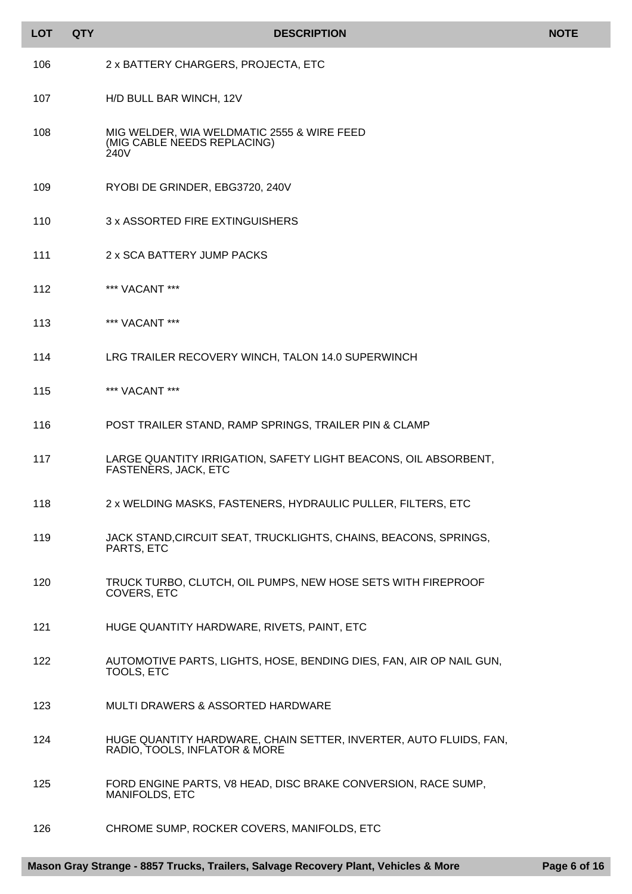| LOT | QTY | DESCRIPTION | NOTE |
|---|---|---|---|
| 106 | | 2 x BATTERY CHARGERS, PROJECTA, ETC | |
| 107 | | H/D BULL BAR WINCH, 12V | |
| 108 | | MIG WELDER, WIA WELDMATIC 2555 & WIRE FEED (MIG CABLE NEEDS REPLACING) 240V | |
| 109 | | RYOBI DE GRINDER, EBG3720, 240V | |
| 110 | | 3 x ASSORTED FIRE EXTINGUISHERS | |
| 111 | | 2 x SCA BATTERY JUMP PACKS | |
| 112 | | *** VACANT *** | |
| 113 | | *** VACANT *** | |
| 114 | | LRG TRAILER RECOVERY WINCH, TALON 14.0 SUPERWINCH | |
| 115 | | *** VACANT *** | |
| 116 | | POST TRAILER STAND, RAMP SPRINGS, TRAILER PIN & CLAMP | |
| 117 | | LARGE QUANTITY IRRIGATION, SAFETY LIGHT BEACONS, OIL ABSORBENT, FASTENERS, JACK, ETC | |
| 118 | | 2 x WELDING MASKS, FASTENERS, HYDRAULIC PULLER, FILTERS, ETC | |
| 119 | | JACK STAND,CIRCUIT SEAT, TRUCKLIGHTS, CHAINS, BEACONS, SPRINGS, PARTS, ETC | |
| 120 | | TRUCK TURBO, CLUTCH, OIL PUMPS, NEW HOSE SETS WITH FIREPROOF COVERS, ETC | |
| 121 | | HUGE QUANTITY HARDWARE, RIVETS, PAINT, ETC | |
| 122 | | AUTOMOTIVE PARTS, LIGHTS, HOSE, BENDING DIES, FAN, AIR OP NAIL GUN, TOOLS, ETC | |
| 123 | | MULTI DRAWERS & ASSORTED HARDWARE | |
| 124 | | HUGE QUANTITY HARDWARE, CHAIN SETTER, INVERTER, AUTO FLUIDS, FAN, RADIO, TOOLS, INFLATOR & MORE | |
| 125 | | FORD ENGINE PARTS, V8 HEAD, DISC BRAKE CONVERSION, RACE SUMP, MANIFOLDS, ETC | |
| 126 | | CHROME SUMP, ROCKER COVERS, MANIFOLDS, ETC | |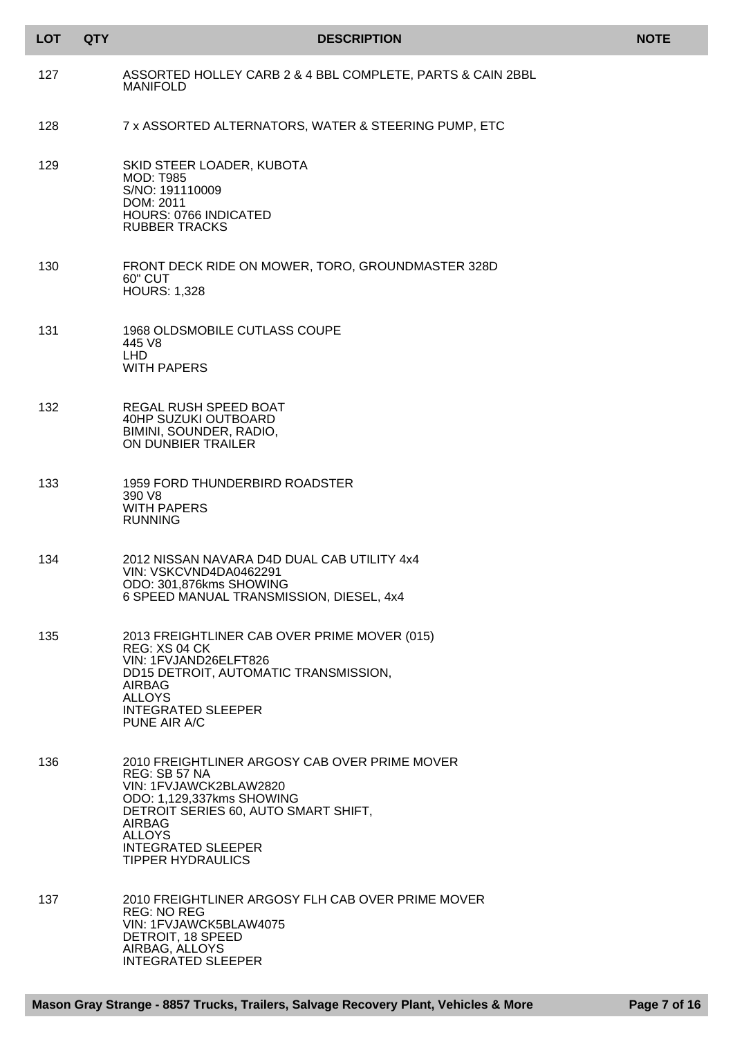| LOT | QTY | DESCRIPTION | NOTE |
|---|---|---|---|
| 127 | | ASSORTED HOLLEY CARB 2 & 4 BBL COMPLETE, PARTS & CAIN 2BBL MANIFOLD | |
| 128 | | 7 x ASSORTED ALTERNATORS, WATER & STEERING PUMP, ETC | |
| 129 | | SKID STEER LOADER, KUBOTA<br>MOD: T985<br>S/NO: 191110009<br>DOM: 2011<br>HOURS: 0766 INDICATED<br>RUBBER TRACKS | |
| 130 | | FRONT DECK RIDE ON MOWER, TORO, GROUNDMASTER 328D<br>60" CUT<br>HOURS: 1,328 | |
| 131 | | 1968 OLDSMOBILE CUTLASS COUPE<br>445 V8<br>LHD<br>WITH PAPERS | |
| 132 | | REGAL RUSH SPEED BOAT<br>40HP SUZUKI OUTBOARD<br>BIMINI, SOUNDER, RADIO,<br>ON DUNBIER TRAILER | |
| 133 | | 1959 FORD THUNDERBIRD ROADSTER<br>390 V8<br>WITH PAPERS<br>RUNNING | |
| 134 | | 2012 NISSAN NAVARA D4D DUAL CAB UTILITY 4x4<br>VIN: VSKCVND4DA0462291<br>ODO: 301,876kms SHOWING<br>6 SPEED MANUAL TRANSMISSION, DIESEL, 4x4 | |
| 135 | | 2013 FREIGHTLINER CAB OVER PRIME MOVER (015)<br>REG: XS 04 CK<br>VIN: 1FVJAND26ELFT826<br>DD15 DETROIT, AUTOMATIC TRANSMISSION,<br>AIRBAG<br>ALLOYS<br>INTEGRATED SLEEPER<br>PUNE AIR A/C | |
| 136 | | 2010 FREIGHTLINER ARGOSY CAB OVER PRIME MOVER<br>REG: SB 57 NA<br>VIN: 1FVJAWCK2BLAW2820<br>ODO: 1,129,337kms SHOWING<br>DETROIT SERIES 60, AUTO SMART SHIFT,<br>AIRBAG<br>ALLOYS<br>INTEGRATED SLEEPER<br>TIPPER HYDRAULICS | |
| 137 | | 2010 FREIGHTLINER ARGOSY FLH CAB OVER PRIME MOVER<br>REG: NO REG<br>VIN: 1FVJAWCK5BLAW4075<br>DETROIT, 18 SPEED<br>AIRBAG, ALLOYS<br>INTEGRATED SLEEPER | |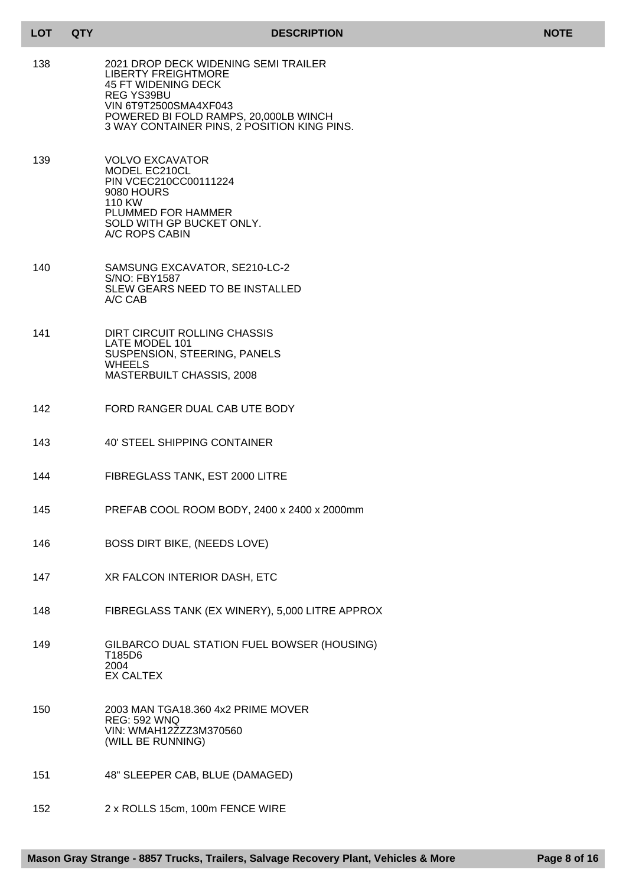| LOT | QTY | DESCRIPTION | NOTE |
|---|---|---|---|
| 138 | | 2021 DROP DECK WIDENING SEMI TRAILER<br>LIBERTY FREIGHTMORE<br>45 FT WIDENING DECK<br>REG YS39BU<br>VIN 6T9T2500SMA4XF043<br>POWERED BI FOLD RAMPS, 20,000LB WINCH<br>3 WAY CONTAINER PINS, 2 POSITION KING PINS. | |
| 139 | | VOLVO EXCAVATOR<br>MODEL EC210CL<br>PIN VCEC210CC00111224<br>9080 HOURS<br>110 KW<br>PLUMMED FOR HAMMER<br>SOLD WITH GP BUCKET ONLY.<br>A/C ROPS CABIN | |
| 140 | | SAMSUNG EXCAVATOR, SE210-LC-2<br>S/NO: FBY1587<br>SLEW GEARS NEED TO BE INSTALLED<br>A/C CAB | |
| 141 | | DIRT CIRCUIT ROLLING CHASSIS<br>LATE MODEL 101<br>SUSPENSION, STEERING, PANELS<br>WHEELS<br>MASTERBUILT CHASSIS, 2008 | |
| 142 | | FORD RANGER DUAL CAB UTE BODY | |
| 143 | | 40' STEEL SHIPPING CONTAINER | |
| 144 | | FIBREGLASS TANK, EST 2000 LITRE | |
| 145 | | PREFAB COOL ROOM BODY, 2400 x 2400 x 2000mm | |
| 146 | | BOSS DIRT BIKE, (NEEDS LOVE) | |
| 147 | | XR FALCON INTERIOR DASH, ETC | |
| 148 | | FIBREGLASS TANK (EX WINERY), 5,000 LITRE APPROX | |
| 149 | | GILBARCO DUAL STATION FUEL BOWSER (HOUSING)<br>T185D6<br>2004<br>EX CALTEX | |
| 150 | | 2003 MAN TGA18.360 4x2 PRIME MOVER<br>REG: 592 WNQ<br>VIN: WMAH12ZZZ3M370560<br>(WILL BE RUNNING) | |
| 151 | | 48" SLEEPER CAB, BLUE (DAMAGED) | |
| 152 | | 2 x ROLLS 15cm, 100m FENCE WIRE | |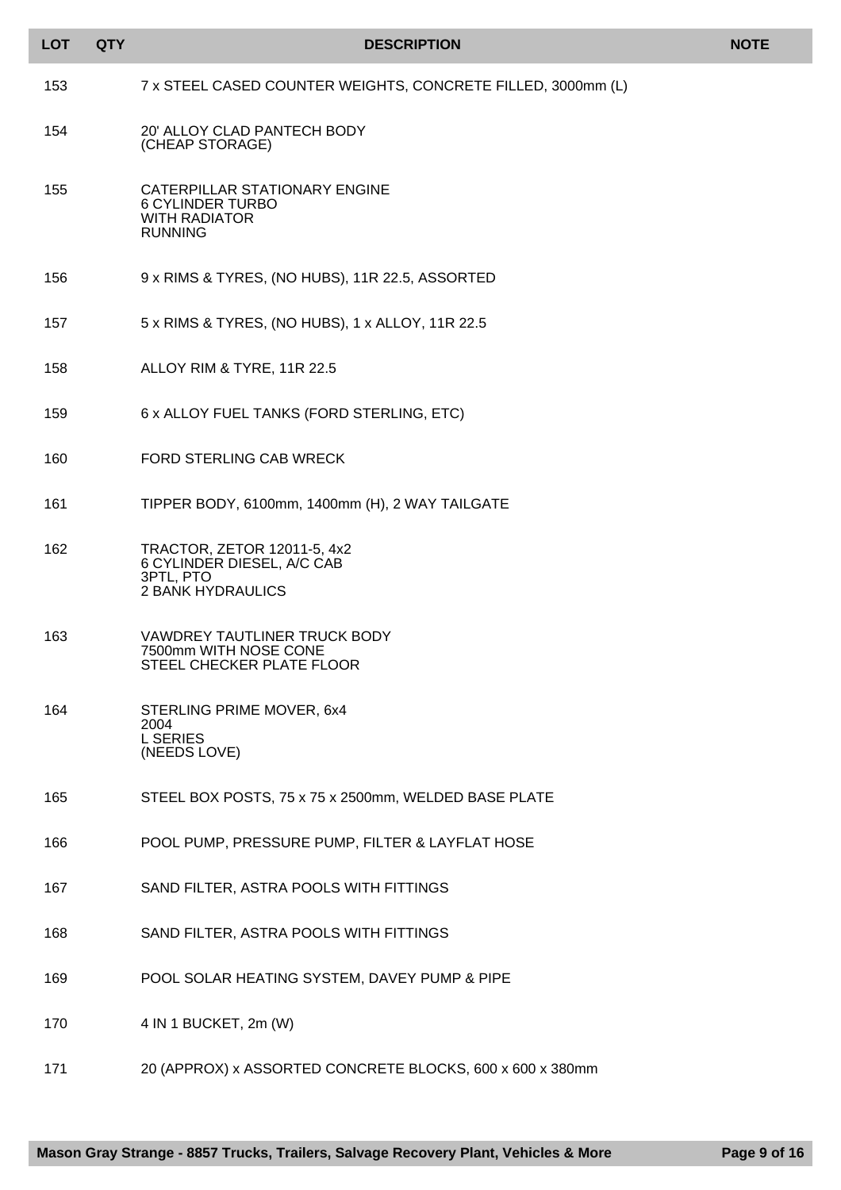| LOT | QTY | DESCRIPTION | NOTE |
|---|---|---|---|
| 153 | | 7 x STEEL CASED COUNTER WEIGHTS, CONCRETE FILLED, 3000mm (L) | |
| 154 | | 20' ALLOY CLAD PANTECH BODY<br>(CHEAP STORAGE) | |
| 155 | | CATERPILLAR STATIONARY ENGINE<br>6 CYLINDER TURBO<br>WITH RADIATOR<br>RUNNING | |
| 156 | | 9 x RIMS & TYRES, (NO HUBS), 11R 22.5, ASSORTED | |
| 157 | | 5 x RIMS & TYRES, (NO HUBS), 1 x ALLOY, 11R 22.5 | |
| 158 | | ALLOY RIM & TYRE, 11R 22.5 | |
| 159 | | 6 x ALLOY FUEL TANKS (FORD STERLING, ETC) | |
| 160 | | FORD STERLING CAB WRECK | |
| 161 | | TIPPER BODY, 6100mm, 1400mm (H), 2 WAY TAILGATE | |
| 162 | | TRACTOR, ZETOR 12011-5, 4x2<br>6 CYLINDER DIESEL, A/C CAB<br>3PTL, PTO<br>2 BANK HYDRAULICS | |
| 163 | | VAWDREY TAUTLINER TRUCK BODY<br>7500mm WITH NOSE CONE<br>STEEL CHECKER PLATE FLOOR | |
| 164 | | STERLING PRIME MOVER, 6x4<br>2004<br>L SERIES<br>(NEEDS LOVE) | |
| 165 | | STEEL BOX POSTS, 75 x 75 x 2500mm, WELDED BASE PLATE | |
| 166 | | POOL PUMP, PRESSURE PUMP, FILTER & LAYFLAT HOSE | |
| 167 | | SAND FILTER, ASTRA POOLS WITH FITTINGS | |
| 168 | | SAND FILTER, ASTRA POOLS WITH FITTINGS | |
| 169 | | POOL SOLAR HEATING SYSTEM, DAVEY PUMP & PIPE | |
| 170 | | 4 IN 1 BUCKET, 2m (W) | |
| 171 | | 20 (APPROX) x ASSORTED CONCRETE BLOCKS, 600 x 600 x 380mm | |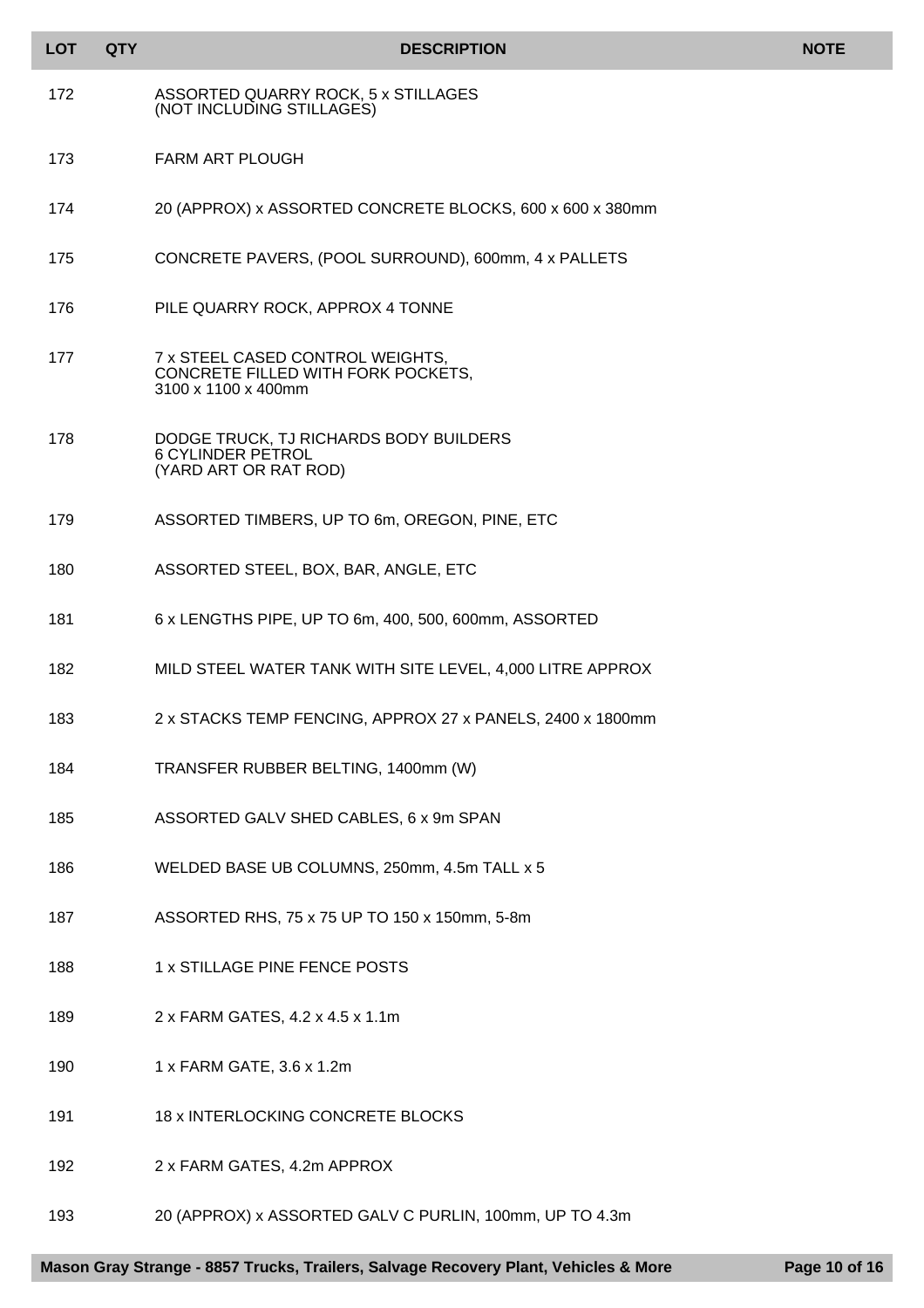| LOT | QTY | DESCRIPTION | NOTE |
|---|---|---|---|
| 172 | | ASSORTED QUARRY ROCK, 5 x STILLAGES (NOT INCLUDING STILLAGES) | |
| 173 | | FARM ART PLOUGH | |
| 174 | | 20 (APPROX) x ASSORTED CONCRETE BLOCKS, 600 x 600 x 380mm | |
| 175 | | CONCRETE PAVERS, (POOL SURROUND), 600mm, 4 x PALLETS | |
| 176 | | PILE QUARRY ROCK, APPROX 4 TONNE | |
| 177 | | 7 x STEEL CASED CONTROL WEIGHTS, CONCRETE FILLED WITH FORK POCKETS, 3100 x 1100 x 400mm | |
| 178 | | DODGE TRUCK, TJ RICHARDS BODY BUILDERS 6 CYLINDER PETROL (YARD ART OR RAT ROD) | |
| 179 | | ASSORTED TIMBERS, UP TO 6m, OREGON, PINE, ETC | |
| 180 | | ASSORTED STEEL, BOX, BAR, ANGLE, ETC | |
| 181 | | 6 x LENGTHS PIPE, UP TO 6m, 400, 500, 600mm, ASSORTED | |
| 182 | | MILD STEEL WATER TANK WITH SITE LEVEL, 4,000 LITRE APPROX | |
| 183 | | 2 x STACKS TEMP FENCING, APPROX 27 x PANELS, 2400 x 1800mm | |
| 184 | | TRANSFER RUBBER BELTING, 1400mm (W) | |
| 185 | | ASSORTED GALV SHED CABLES, 6 x 9m SPAN | |
| 186 | | WELDED BASE UB COLUMNS, 250mm, 4.5m TALL x 5 | |
| 187 | | ASSORTED RHS, 75 x 75 UP TO 150 x 150mm, 5-8m | |
| 188 | | 1 x STILLAGE PINE FENCE POSTS | |
| 189 | | 2 x FARM GATES, 4.2 x 4.5 x 1.1m | |
| 190 | | 1 x FARM GATE, 3.6 x 1.2m | |
| 191 | | 18 x INTERLOCKING CONCRETE BLOCKS | |
| 192 | | 2 x FARM GATES, 4.2m APPROX | |
| 193 | | 20 (APPROX) x ASSORTED GALV C PURLIN, 100mm, UP TO 4.3m | |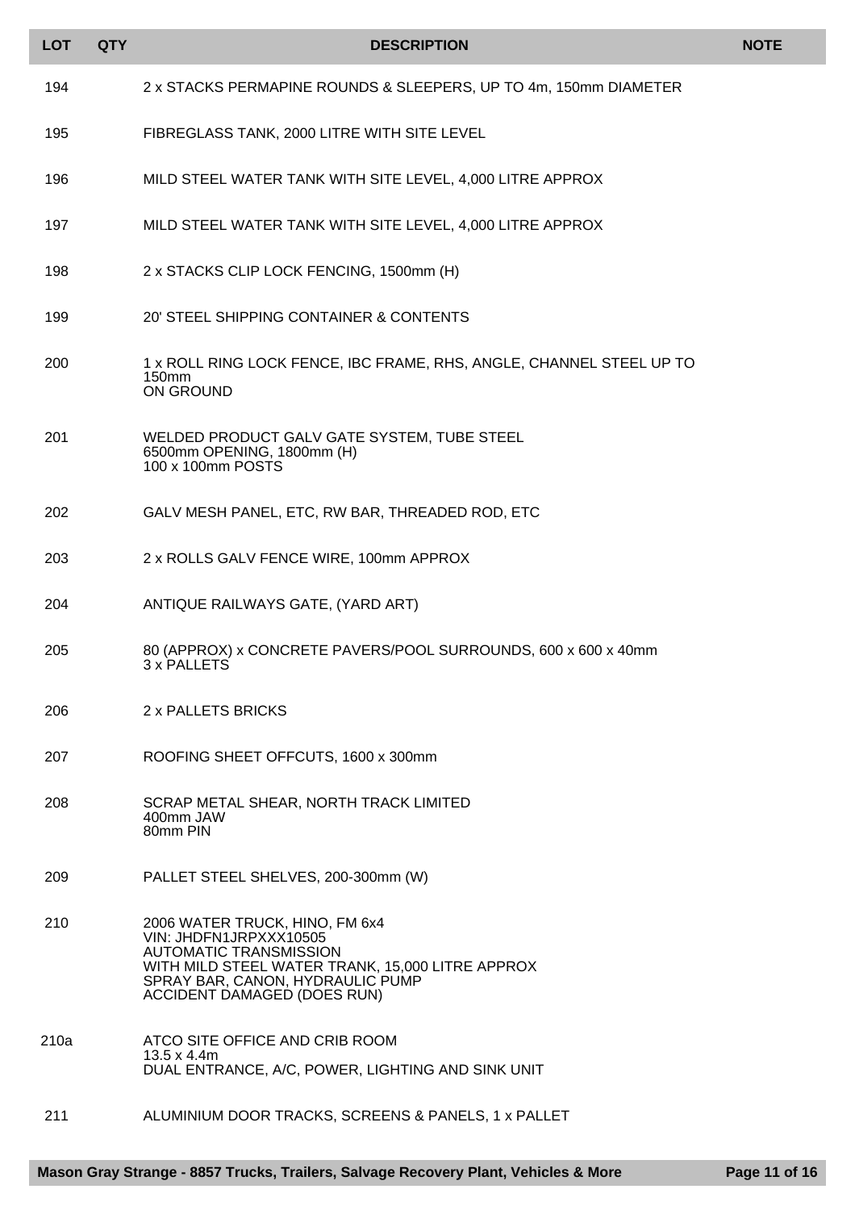| LOT | QTY | DESCRIPTION | NOTE |
|---|---|---|---|
| 194 | | 2 x STACKS PERMAPINE ROUNDS & SLEEPERS, UP TO 4m, 150mm DIAMETER | |
| 195 | | FIBREGLASS TANK, 2000 LITRE WITH SITE LEVEL | |
| 196 | | MILD STEEL WATER TANK WITH SITE LEVEL, 4,000 LITRE APPROX | |
| 197 | | MILD STEEL WATER TANK WITH SITE LEVEL, 4,000 LITRE APPROX | |
| 198 | | 2 x STACKS CLIP LOCK FENCING, 1500mm (H) | |
| 199 | | 20' STEEL SHIPPING CONTAINER & CONTENTS | |
| 200 | | 1 x ROLL RING LOCK FENCE, IBC FRAME, RHS, ANGLE, CHANNEL STEEL UP TO 150mm<br>ON GROUND | |
| 201 | | WELDED PRODUCT GALV GATE SYSTEM, TUBE STEEL<br>6500mm OPENING, 1800mm (H)<br>100 x 100mm POSTS | |
| 202 | | GALV MESH PANEL, ETC, RW BAR, THREADED ROD, ETC | |
| 203 | | 2 x ROLLS GALV FENCE WIRE, 100mm APPROX | |
| 204 | | ANTIQUE RAILWAYS GATE, (YARD ART) | |
| 205 | | 80 (APPROX) x CONCRETE PAVERS/POOL SURROUNDS, 600 x 600 x 40mm<br>3 x PALLETS | |
| 206 | | 2 x PALLETS BRICKS | |
| 207 | | ROOFING SHEET OFFCUTS, 1600 x 300mm | |
| 208 | | SCRAP METAL SHEAR, NORTH TRACK LIMITED<br>400mm JAW<br>80mm PIN | |
| 209 | | PALLET STEEL SHELVES, 200-300mm (W) | |
| 210 | | 2006 WATER TRUCK, HINO, FM 6x4<br>VIN: JHDFN1JRPXXX10505<br>AUTOMATIC TRANSMISSION<br>WITH MILD STEEL WATER TRANK, 15,000 LITRE APPROX<br>SPRAY BAR, CANON, HYDRAULIC PUMP<br>ACCIDENT DAMAGED (DOES RUN) | |
| 210a | | ATCO SITE OFFICE AND CRIB ROOM<br>13.5 x 4.4m<br>DUAL ENTRANCE, A/C, POWER, LIGHTING AND SINK UNIT | |
| 211 | | ALUMINIUM DOOR TRACKS, SCREENS & PANELS, 1 x PALLET | |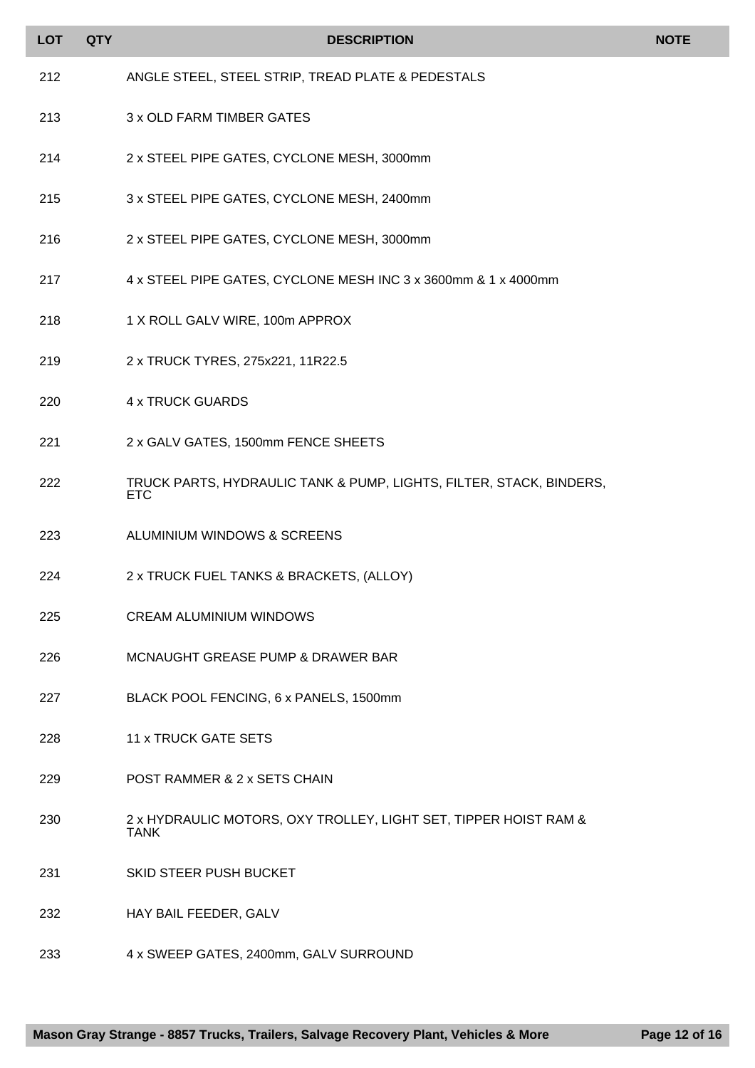| LOT | QTY | DESCRIPTION | NOTE |
|---|---|---|---|
| 212 | | ANGLE STEEL, STEEL STRIP, TREAD PLATE & PEDESTALS | |
| 213 | | 3 x OLD FARM TIMBER GATES | |
| 214 | | 2 x STEEL PIPE GATES, CYCLONE MESH, 3000mm | |
| 215 | | 3 x STEEL PIPE GATES, CYCLONE MESH, 2400mm | |
| 216 | | 2 x STEEL PIPE GATES, CYCLONE MESH, 3000mm | |
| 217 | | 4 x STEEL PIPE GATES, CYCLONE MESH INC 3 x 3600mm & 1 x 4000mm | |
| 218 | | 1 X ROLL GALV WIRE, 100m APPROX | |
| 219 | | 2 x TRUCK TYRES, 275x221, 11R22.5 | |
| 220 | | 4 x TRUCK GUARDS | |
| 221 | | 2 x GALV GATES, 1500mm FENCE SHEETS | |
| 222 | | TRUCK PARTS, HYDRAULIC TANK & PUMP, LIGHTS, FILTER, STACK, BINDERS, ETC | |
| 223 | | ALUMINIUM WINDOWS & SCREENS | |
| 224 | | 2 x TRUCK FUEL TANKS & BRACKETS, (ALLOY) | |
| 225 | | CREAM ALUMINIUM WINDOWS | |
| 226 | | MCNAUGHT GREASE PUMP & DRAWER BAR | |
| 227 | | BLACK POOL FENCING, 6 x PANELS, 1500mm | |
| 228 | | 11 x TRUCK GATE SETS | |
| 229 | | POST RAMMER & 2 x SETS CHAIN | |
| 230 | | 2 x HYDRAULIC MOTORS, OXY TROLLEY, LIGHT SET, TIPPER HOIST RAM & TANK | |
| 231 | | SKID STEER PUSH BUCKET | |
| 232 | | HAY BAIL FEEDER, GALV | |
| 233 | | 4 x SWEEP GATES, 2400mm, GALV SURROUND | |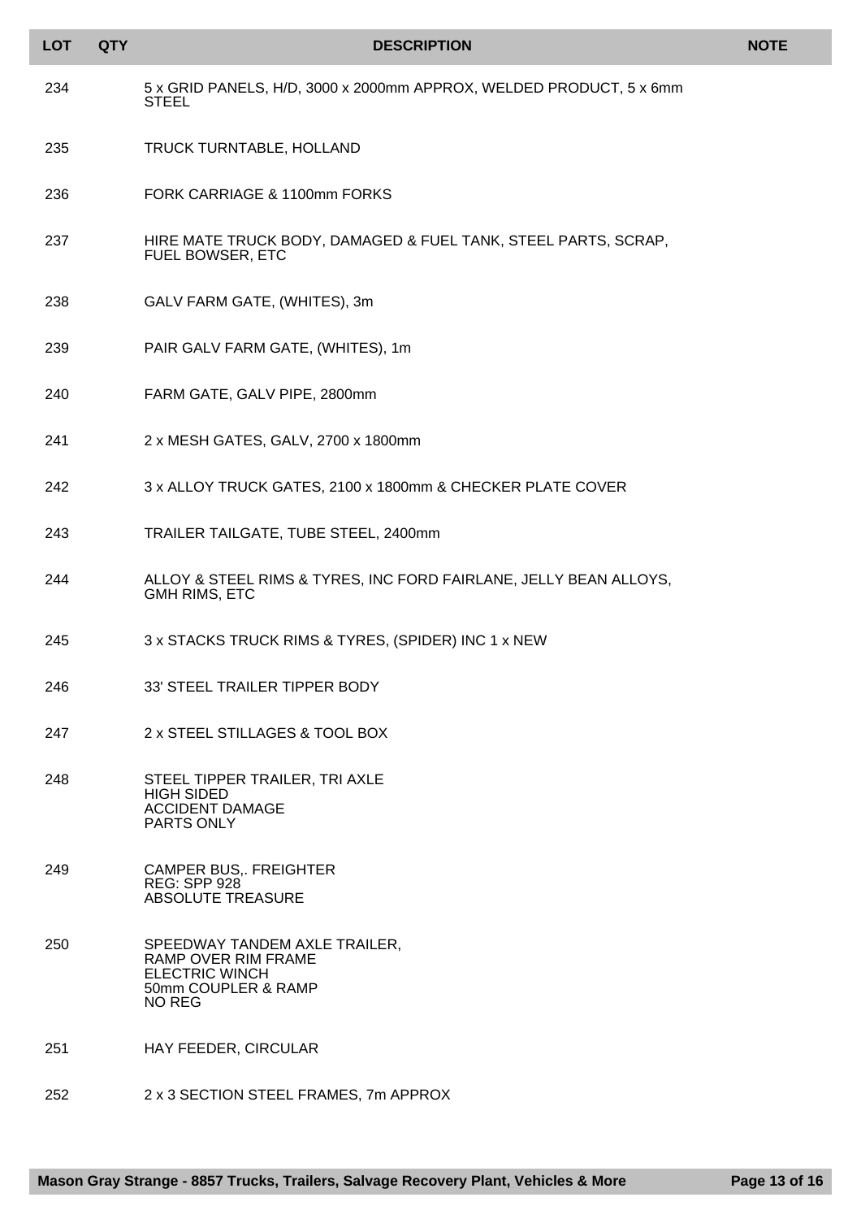| LOT | QTY | DESCRIPTION | NOTE |
|---|---|---|---|
| 234 | | 5 x GRID PANELS, H/D, 3000 x 2000mm APPROX, WELDED PRODUCT, 5 x 6mm STEEL | |
| 235 | | TRUCK TURNTABLE, HOLLAND | |
| 236 | | FORK CARRIAGE & 1100mm FORKS | |
| 237 | | HIRE MATE TRUCK BODY, DAMAGED & FUEL TANK, STEEL PARTS, SCRAP, FUEL BOWSER, ETC | |
| 238 | | GALV FARM GATE, (WHITES), 3m | |
| 239 | | PAIR GALV FARM GATE, (WHITES), 1m | |
| 240 | | FARM GATE, GALV PIPE, 2800mm | |
| 241 | | 2 x MESH GATES, GALV, 2700 x 1800mm | |
| 242 | | 3 x ALLOY TRUCK GATES, 2100 x 1800mm & CHECKER PLATE COVER | |
| 243 | | TRAILER TAILGATE, TUBE STEEL, 2400mm | |
| 244 | | ALLOY & STEEL RIMS & TYRES, INC FORD FAIRLANE, JELLY BEAN ALLOYS, GMH RIMS, ETC | |
| 245 | | 3 x STACKS TRUCK RIMS & TYRES, (SPIDER) INC 1 x NEW | |
| 246 | | 33' STEEL TRAILER TIPPER BODY | |
| 247 | | 2 x STEEL STILLAGES & TOOL BOX | |
| 248 | | STEEL TIPPER TRAILER, TRI AXLE<br>HIGH SIDED<br>ACCIDENT DAMAGE<br>PARTS ONLY | |
| 249 | | CAMPER BUS,. FREIGHTER<br>REG: SPP 928<br>ABSOLUTE TREASURE | |
| 250 | | SPEEDWAY TANDEM AXLE TRAILER,<br>RAMP OVER RIM FRAME<br>ELECTRIC WINCH<br>50mm COUPLER & RAMP<br>NO REG | |
| 251 | | HAY FEEDER, CIRCULAR | |
| 252 | | 2 x 3 SECTION STEEL FRAMES, 7m APPROX | |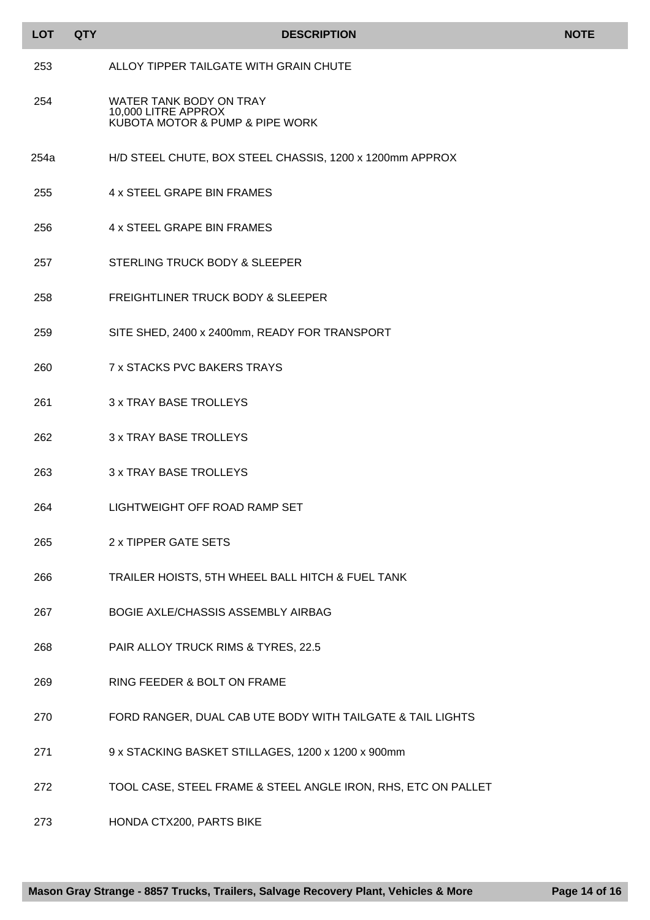| LOT | QTY | DESCRIPTION | NOTE |
|---|---|---|---|
| 253 | | ALLOY TIPPER TAILGATE WITH GRAIN CHUTE | |
| 254 | | WATER TANK BODY ON TRAY<br>10,000 LITRE APPROX<br>KUBOTA MOTOR & PUMP & PIPE WORK | |
| 254a | | H/D STEEL CHUTE, BOX STEEL CHASSIS, 1200 x 1200mm APPROX | |
| 255 | | 4 x STEEL GRAPE BIN FRAMES | |
| 256 | | 4 x STEEL GRAPE BIN FRAMES | |
| 257 | | STERLING TRUCK BODY & SLEEPER | |
| 258 | | FREIGHTLINER TRUCK BODY & SLEEPER | |
| 259 | | SITE SHED, 2400 x 2400mm, READY FOR TRANSPORT | |
| 260 | | 7 x STACKS PVC BAKERS TRAYS | |
| 261 | | 3 x TRAY BASE TROLLEYS | |
| 262 | | 3 x TRAY BASE TROLLEYS | |
| 263 | | 3 x TRAY BASE TROLLEYS | |
| 264 | | LIGHTWEIGHT OFF ROAD RAMP SET | |
| 265 | | 2 x TIPPER GATE SETS | |
| 266 | | TRAILER HOISTS, 5TH WHEEL BALL HITCH & FUEL TANK | |
| 267 | | BOGIE AXLE/CHASSIS ASSEMBLY AIRBAG | |
| 268 | | PAIR ALLOY TRUCK RIMS & TYRES, 22.5 | |
| 269 | | RING FEEDER & BOLT ON FRAME | |
| 270 | | FORD RANGER, DUAL CAB UTE BODY WITH TAILGATE & TAIL LIGHTS | |
| 271 | | 9 x STACKING BASKET STILLAGES, 1200 x 1200 x 900mm | |
| 272 | | TOOL CASE, STEEL FRAME & STEEL ANGLE IRON, RHS, ETC ON PALLET | |
| 273 | | HONDA CTX200, PARTS BIKE | |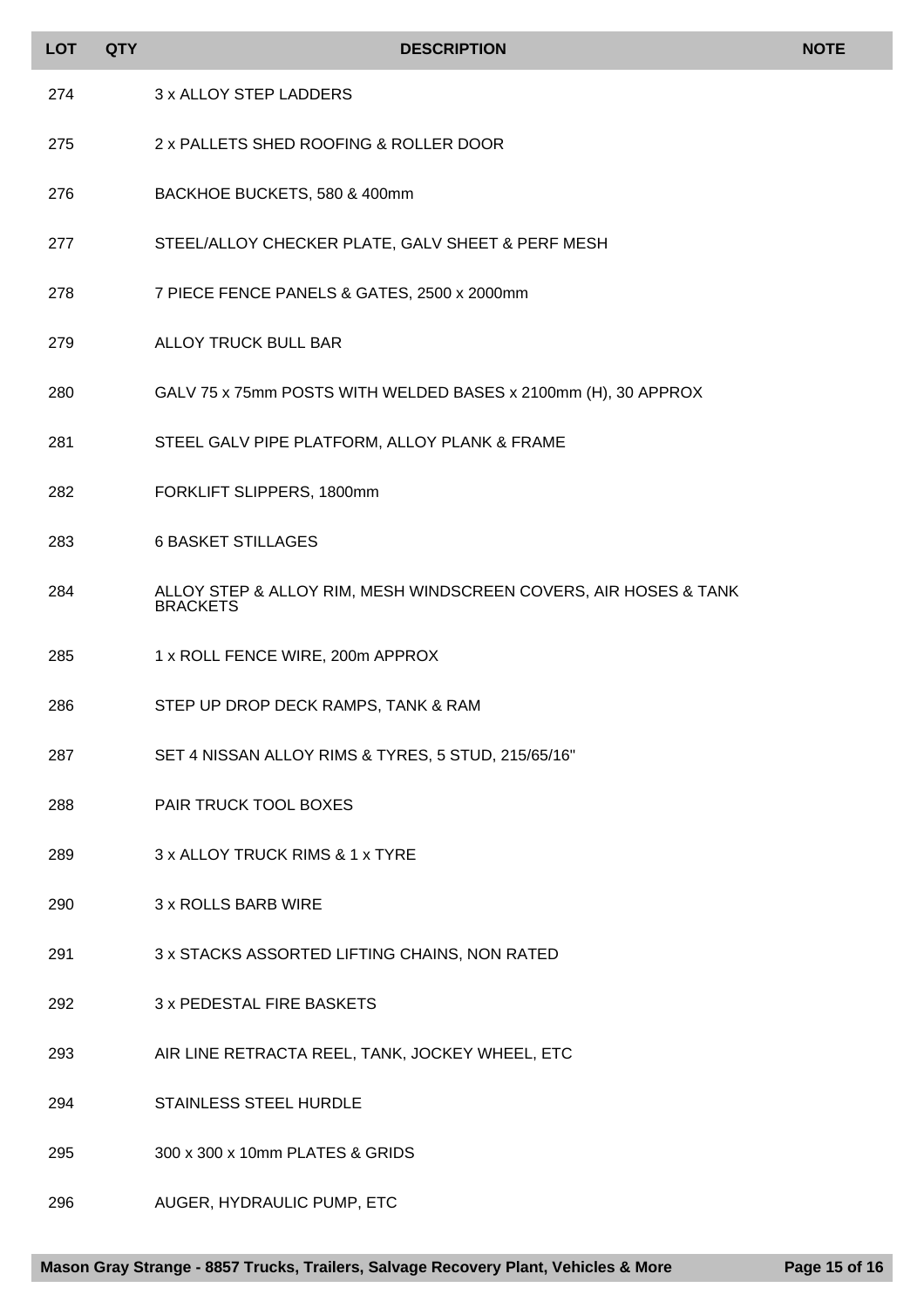| LOT | QTY | DESCRIPTION | NOTE |
|---|---|---|---|
| 274 | | 3 x ALLOY STEP LADDERS | |
| 275 | | 2 x PALLETS SHED ROOFING & ROLLER DOOR | |
| 276 | | BACKHOE BUCKETS, 580 & 400mm | |
| 277 | | STEEL/ALLOY CHECKER PLATE, GALV SHEET & PERF MESH | |
| 278 | | 7 PIECE FENCE PANELS & GATES, 2500 x 2000mm | |
| 279 | | ALLOY TRUCK BULL BAR | |
| 280 | | GALV 75 x 75mm POSTS WITH WELDED BASES x 2100mm (H), 30 APPROX | |
| 281 | | STEEL GALV PIPE PLATFORM, ALLOY PLANK & FRAME | |
| 282 | | FORKLIFT SLIPPERS, 1800mm | |
| 283 | | 6 BASKET STILLAGES | |
| 284 | | ALLOY STEP & ALLOY RIM, MESH WINDSCREEN COVERS, AIR HOSES & TANK BRACKETS | |
| 285 | | 1 x ROLL FENCE WIRE, 200m APPROX | |
| 286 | | STEP UP DROP DECK RAMPS, TANK & RAM | |
| 287 | | SET 4 NISSAN ALLOY RIMS & TYRES, 5 STUD, 215/65/16" | |
| 288 | | PAIR TRUCK TOOL BOXES | |
| 289 | | 3 x ALLOY TRUCK RIMS & 1 x TYRE | |
| 290 | | 3 x ROLLS BARB WIRE | |
| 291 | | 3 x STACKS ASSORTED LIFTING CHAINS, NON RATED | |
| 292 | | 3 x PEDESTAL FIRE BASKETS | |
| 293 | | AIR LINE RETRACTA REEL, TANK, JOCKEY WHEEL, ETC | |
| 294 | | STAINLESS STEEL HURDLE | |
| 295 | | 300 x 300 x 10mm PLATES & GRIDS | |
| 296 | | AUGER, HYDRAULIC PUMP, ETC | |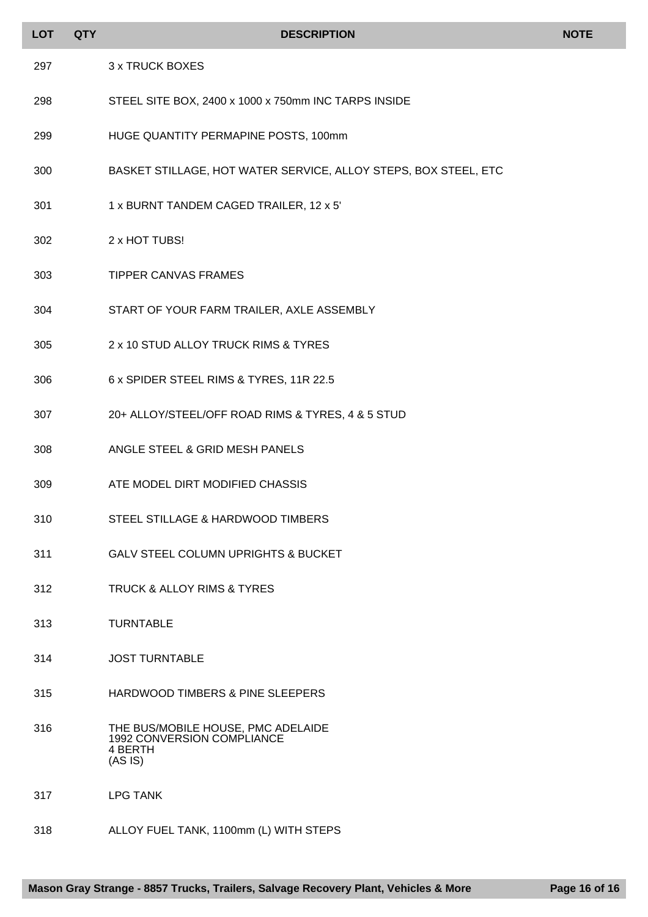| LOT | QTY | DESCRIPTION | NOTE |
|---|---|---|---|
| 297 | | 3 x TRUCK BOXES | |
| 298 | | STEEL SITE BOX, 2400 x 1000 x 750mm INC TARPS INSIDE | |
| 299 | | HUGE QUANTITY PERMAPINE POSTS, 100mm | |
| 300 | | BASKET STILLAGE, HOT WATER SERVICE, ALLOY STEPS, BOX STEEL, ETC | |
| 301 | | 1 x BURNT TANDEM CAGED TRAILER, 12 x 5' | |
| 302 | | 2 x HOT TUBS! | |
| 303 | | TIPPER CANVAS FRAMES | |
| 304 | | START OF YOUR FARM TRAILER, AXLE ASSEMBLY | |
| 305 | | 2 x 10 STUD ALLOY TRUCK RIMS & TYRES | |
| 306 | | 6 x SPIDER STEEL RIMS & TYRES, 11R 22.5 | |
| 307 | | 20+ ALLOY/STEEL/OFF ROAD RIMS & TYRES, 4 & 5 STUD | |
| 308 | | ANGLE STEEL & GRID MESH PANELS | |
| 309 | | ATE MODEL DIRT MODIFIED CHASSIS | |
| 310 | | STEEL STILLAGE & HARDWOOD TIMBERS | |
| 311 | | GALV STEEL COLUMN UPRIGHTS & BUCKET | |
| 312 | | TRUCK & ALLOY RIMS & TYRES | |
| 313 | | TURNTABLE | |
| 314 | | JOST TURNTABLE | |
| 315 | | HARDWOOD TIMBERS & PINE SLEEPERS | |
| 316 | | THE BUS/MOBILE HOUSE, PMC ADELAIDE<br>1992 CONVERSION COMPLIANCE<br>4 BERTH<br>(AS IS) | |
| 317 | | LPG TANK | |
| 318 | | ALLOY FUEL TANK, 1100mm (L) WITH STEPS | |